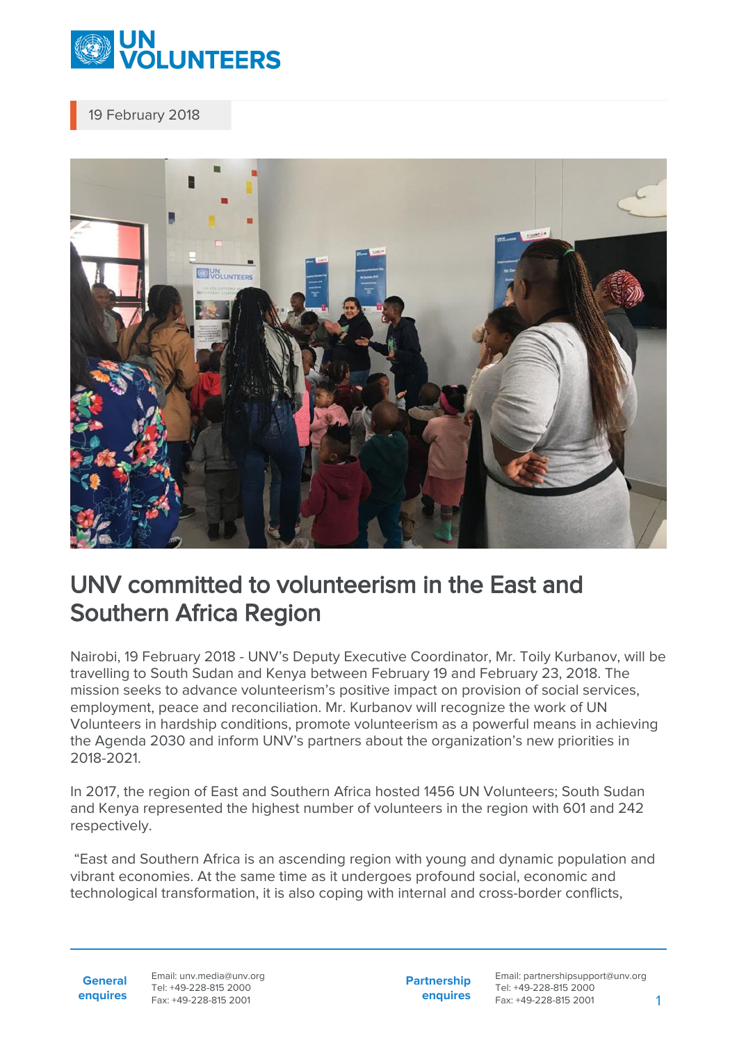19 February 2018

# UNV committed to volunteerism in the East and Southern Africa Region

Nairobi, 19 February 2018 - UNV's Deputy Executive Coordinator, Mr. Toily Kurbanov, will be travelling to South Sudan and Kenya between February 19 and February 23, 2018. The mission seeks to advance volunteerism's positive impact on provision of social services, employment, peace and reconciliation. Mr. Kurbanov will recognize the work of UN Volunteers in hardship conditions, promote volunteerism as a powerful means in achieving the Agenda 2030 and inform UNV's partners about the organization's new priorities in 2018-2021.

In 2017, the region of East and Southern Africa hosted 1456 UN Volunteers; South Sudan and Kenya represented the highest number of volunteers in the region with 601 and 242 respectively.

"East and Southern Africa is an ascending region with young and dynamic population and vibrant economies. At the same time as it undergoes profound social, economic and technological transformation, it is also coping with internal and cross-border conflicts,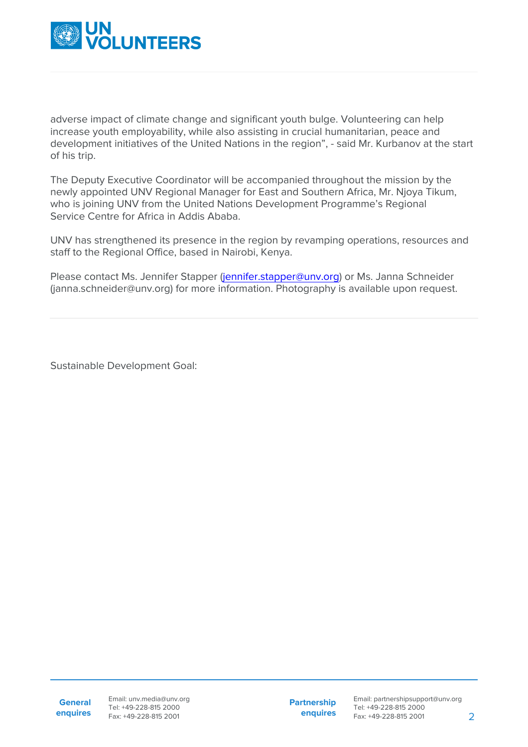adverse impact of climate change and significant youth bulge. Volunteering can help increase youth employability, while also assisting in crucial humanitarian, peace and development initiatives of the United Nations in the region", - said Mr. Kurbanov at the start of his trip.

The Deputy Executive Coordinator will be accompanied throughout the mission by the newly appointed UNV Regional Manager for East and Southern Africa, Mr. Njoya Tikum, who is joining UNV from the United Nations Development Programme's Regional Service Centre for Africa in Addis Ababa.

UNV has strengthened its presence in the region by revamping operations, resources and staff to the Regional Office, based in Nairobi, Kenya.

Please contact Ms. Jennifer Stapper (jennifer.stapper@unv.org) or Ms. Janna Schneider (janna.schneider@unv.org) for more information. Photography is available upon request.

---

Sustainable Development Goal: